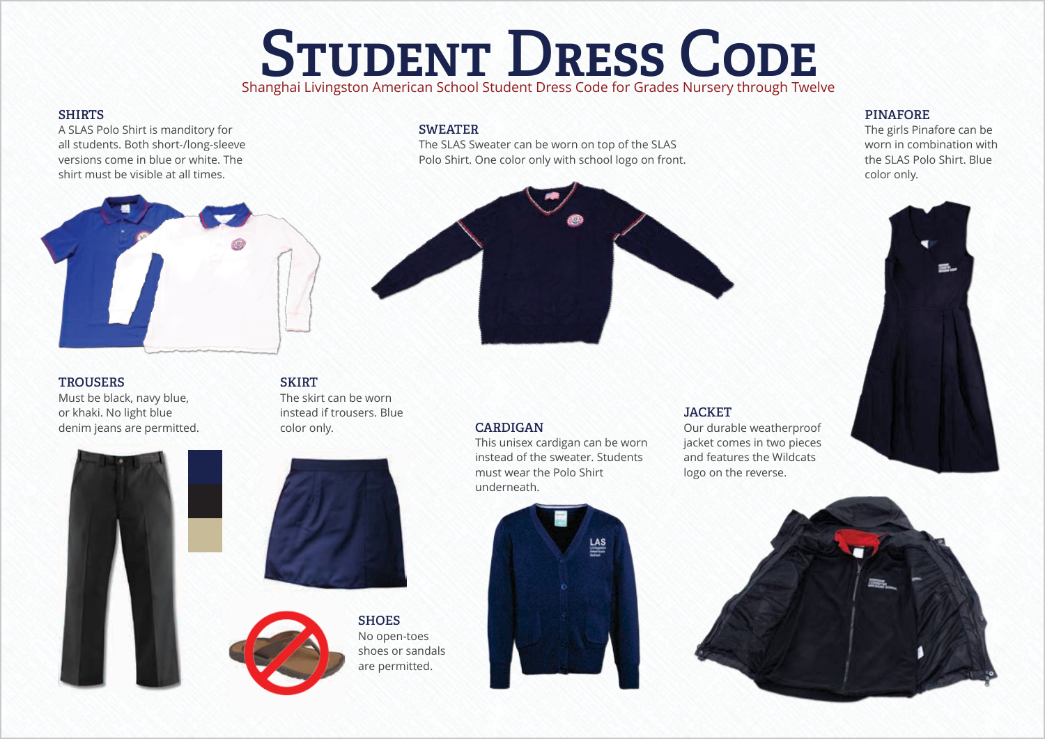# Student Dress Code

Shanghai Livingston American School Student Dress Code for Grades Nursery through Twelve

## SHIRTS

A SLAS Polo Shirt is manditory for all students. Both short-/long-sleeve versions come in blue or white. The shirt must be visible at all times.

## SWEATER

The SLAS Sweater can be worn on top of the SLAS Polo Shirt. One color only with school logo on front.

## PINAFORE

The girls Pinafore can be worn in combination with the SLAS Polo Shirt. Blue color only.

## TROUSERS

Must be black, navy blue, or khaki. No light blue denim jeans are permitted.

## SKIRT

The skirt can be worn instead if trousers. Blue color only.

## CARDIGAN

This unisex cardigan can be worn instead of the sweater. Students must wear the Polo Shirt underneath.

## JACKET

Our durable weatherproof jacket comes in two pieces and features the Wildcats logo on the reverse.

## SHOES

No open-toes shoes or sandals are permitted.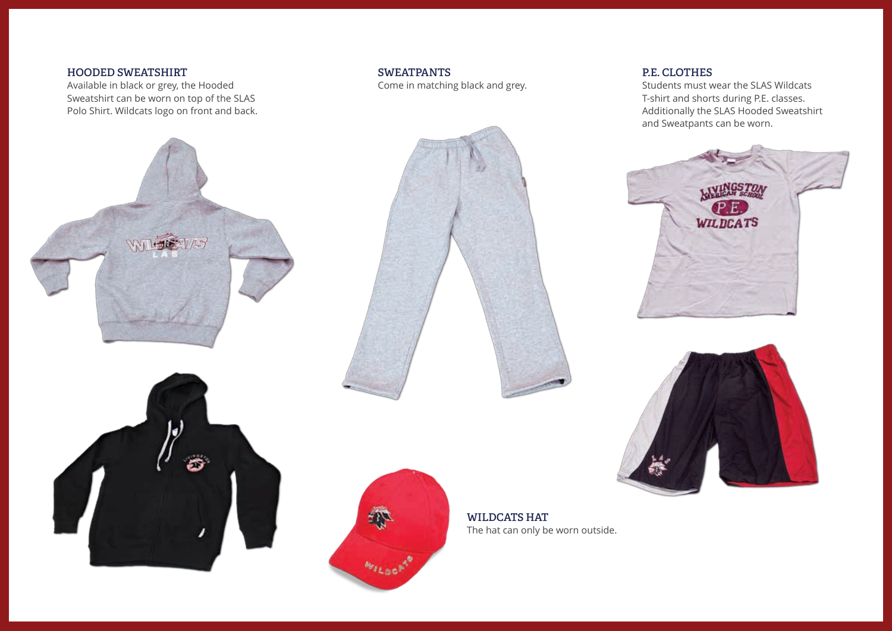### HOODED SWEATSHIRT

Available in black or grey, the Hooded Sweatshirt can be worn on top of the SLAS Polo Shirt. Wildcats logo on front and back.

### SWEATPANTS

Come in matching black and grey.

### P.E. CLOTHES

Students must wear the SLAS Wildcats T-shirt and shorts during P.E. classes. Additionally the SLAS Hooded Sweatshirt and Sweatpants can be worn.

### WILDCATS HAT

The hat can only be worn outside.